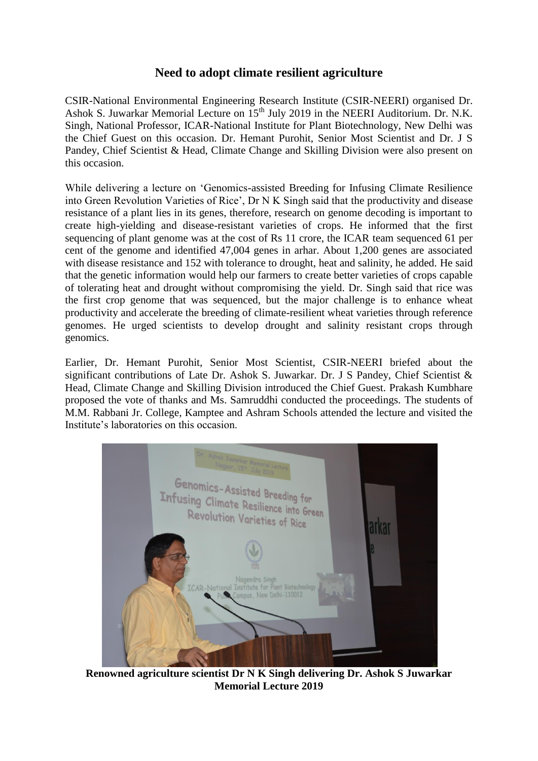## Need to adopt climate resilient agriculture

CSIR-National Environmental Engineering Research Institute (CSIR-NEERI) organised Dr. Ashok S. Juwarkar Memorial Lecture on 15th July 2019 in the NEERI Auditorium. Dr. N.K. Singh, National Professor, ICAR-National Institute for Plant Biotechnology, New Delhi was the Chief Guest on this occasion. Dr. Hemant Purohit, Senior Most Scientist and Dr. J S Pandey, Chief Scientist & Head, Climate Change and Skilling Division were also present on this occasion.

While delivering a lecture on 'Genomics-assisted Breeding for Infusing Climate Resilience into Green Revolution Varieties of Rice', Dr N K Singh said that the productivity and disease resistance of a plant lies in its genes, therefore, research on genome decoding is important to create high-yielding and disease-resistant varieties of crops. He informed that the first sequencing of plant genome was at the cost of Rs 11 crore, the ICAR team sequenced 61 per cent of the genome and identified 47,004 genes in arhar. About 1,200 genes are associated with disease resistance and 152 with tolerance to drought, heat and salinity, he added. He said that the genetic information would help our farmers to create better varieties of crops capable of tolerating heat and drought without compromising the yield. Dr. Singh said that rice was the first crop genome that was sequenced, but the major challenge is to enhance wheat productivity and accelerate the breeding of climate-resilient wheat varieties through reference genomes. He urged scientists to develop drought and salinity resistant crops through genomics.

Earlier, Dr. Hemant Purohit, Senior Most Scientist, CSIR-NEERI briefed about the significant contributions of Late Dr. Ashok S. Juwarkar. Dr. J S Pandey, Chief Scientist & Head, Climate Change and Skilling Division introduced the Chief Guest. Prakash Kumbhare proposed the vote of thanks and Ms. Samruddhi conducted the proceedings. The students of M.M. Rabbani Jr. College, Kamptee and Ashram Schools attended the lecture and visited the Institute's laboratories on this occasion.

**Renowned agriculture scientist Dr N K Singh delivering Dr. Ashok S Juwarkar Memorial Lecture 2019**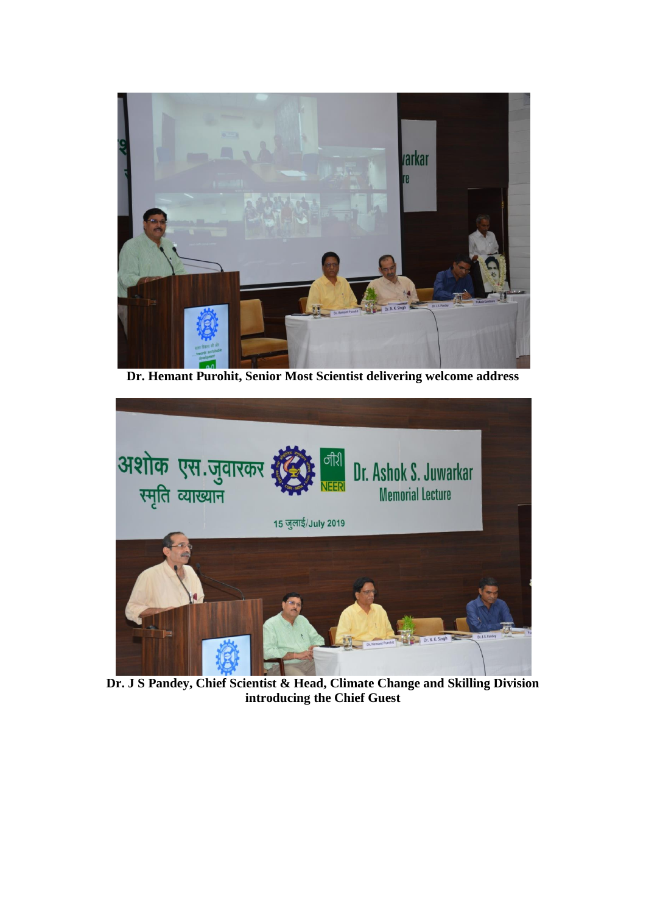Dr. Hemant Purohit, Senior Most Scientist delivering welcome address

Dr. J S Pandey, Chief Scientist & Head, Climate Change and Skilling Division introducing the Chief Guest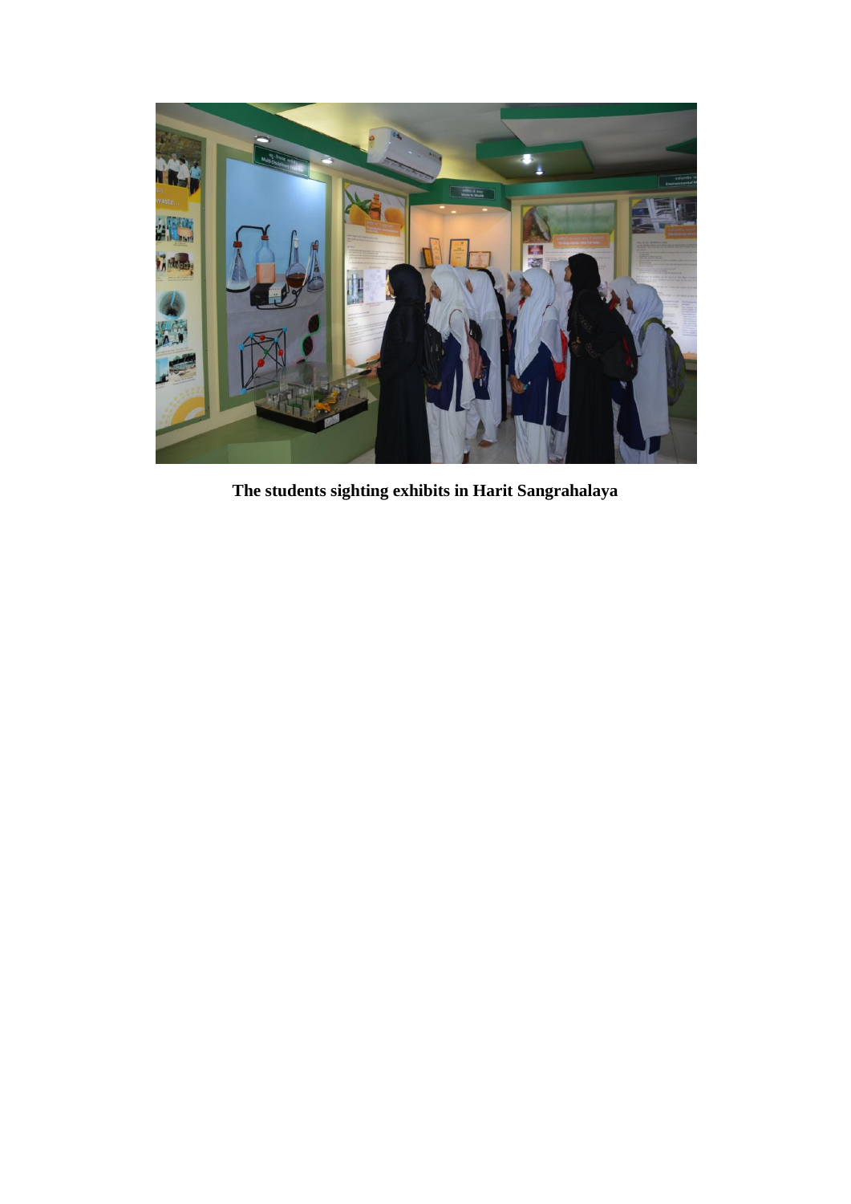**The students sighting exhibits in Harit Sangrahalaya**